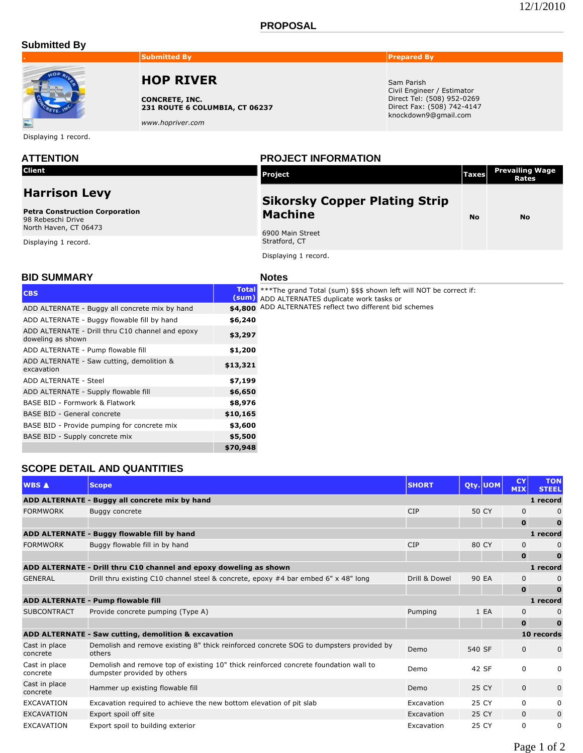12/1/2010

## PROPOSAL

### Submitted By

| . | Submitted By | Prepared By |
|---|---|---|
| | **HOP RIVER**<br>**CONCRETE, INC.**<br>**231 ROUTE 6 COLUMBIA, CT 06237**<br>*www.hopriver.com* | Sam Parish<br>Civil Engineer / Estimator<br>Direct Tel: (508) 952-0269<br>Direct Fax: (508) 742-4147<br>knockdown9@gmail.com |

Displaying 1 record.

### ATTENTION

| Client |
|---|
| **Harrison Levy**<br>**Petra Construction Corporation**<br>98 Rebeschi Drive<br>North Haven, CT 06473 |

Displaying 1 record.

### PROJECT INFORMATION

| Project | Taxes | Prevailing Wage Rates |
|---|---|---|
| **Sikorsky Copper Plating Strip Machine**<br>6900 Main Street<br>Stratford, CT | No | No |

Displaying 1 record.

### BID SUMMARY

| CBS | Total (sum) |
|---|---|
| ADD ALTERNATE - Buggy all concrete mix by hand | $4,800 |
| ADD ALTERNATE - Buggy flowable fill by hand | $6,240 |
| ADD ALTERNATE - Drill thru C10 channel and epoxy doweling as shown | $3,297 |
| ADD ALTERNATE - Pump flowable fill | $1,200 |
| ADD ALTERNATE - Saw cutting, demolition & excavation | $13,321 |
| ADD ALTERNATE - Steel | $7,199 |
| ADD ALTERNATE - Supply flowable fill | $6,650 |
| BASE BID - Formwork & Flatwork | $8,976 |
| BASE BID - General concrete | $10,165 |
| BASE BID - Provide pumping for concrete mix | $3,600 |
| BASE BID - Supply concrete mix | $5,500 |
| | $70,948 |

### Notes

***The grand Total (sum) $$$ shown left will NOT be correct if:
ADD ALTERNATES duplicate work tasks or
ADD ALTERNATES reflect two different bid schemes

### SCOPE DETAIL AND QUANTITIES

| WBS ▲ | Scope | SHORT | Qty. | UOM | CY MIX | TON STEEL |
|---|---|---|---|---|---|---|
| **ADD ALTERNATE - Buggy all concrete mix by hand** | | | | | | **1 record** |
| FORMWORK | Buggy concrete | CIP | 50 | CY | 0 | 0 |
| | | | | | **0** | **0** |
| **ADD ALTERNATE - Buggy flowable fill by hand** | | | | | | **1 record** |
| FORMWORK | Buggy flowable fill in by hand | CIP | 80 | CY | 0 | 0 |
| | | | | | **0** | **0** |
| **ADD ALTERNATE - Drill thru C10 channel and epoxy doweling as shown** | | | | | | **1 record** |
| GENERAL | Drill thru existing C10 channel steel & concrete, epoxy #4 bar embed 6" x 48" long | Drill & Dowel | 90 | EA | 0 | 0 |
| | | | | | **0** | **0** |
| **ADD ALTERNATE - Pump flowable fill** | | | | | | **1 record** |
| SUBCONTRACT | Provide concrete pumping (Type A) | Pumping | 1 | EA | 0 | 0 |
| | | | | | **0** | **0** |
| **ADD ALTERNATE - Saw cutting, demolition & excavation** | | | | | | **10 records** |
| Cast in place concrete | Demolish and remove existing 8" thick reinforced concrete SOG to dumpsters provided by others | Demo | 540 | SF | 0 | 0 |
| Cast in place concrete | Demolish and remove top of existing 10" thick reinforced concrete foundation wall to dumpster provided by others | Demo | 42 | SF | 0 | 0 |
| Cast in place concrete | Hammer up existing flowable fill | Demo | 25 | CY | 0 | 0 |
| EXCAVATION | Excavation required to achieve the new bottom elevation of pit slab | Excavation | 25 | CY | 0 | 0 |
| EXCAVATION | Export spoil off site | Excavation | 25 | CY | 0 | 0 |
| EXCAVATION | Export spoil to building exterior | Excavation | 25 | CY | 0 | 0 |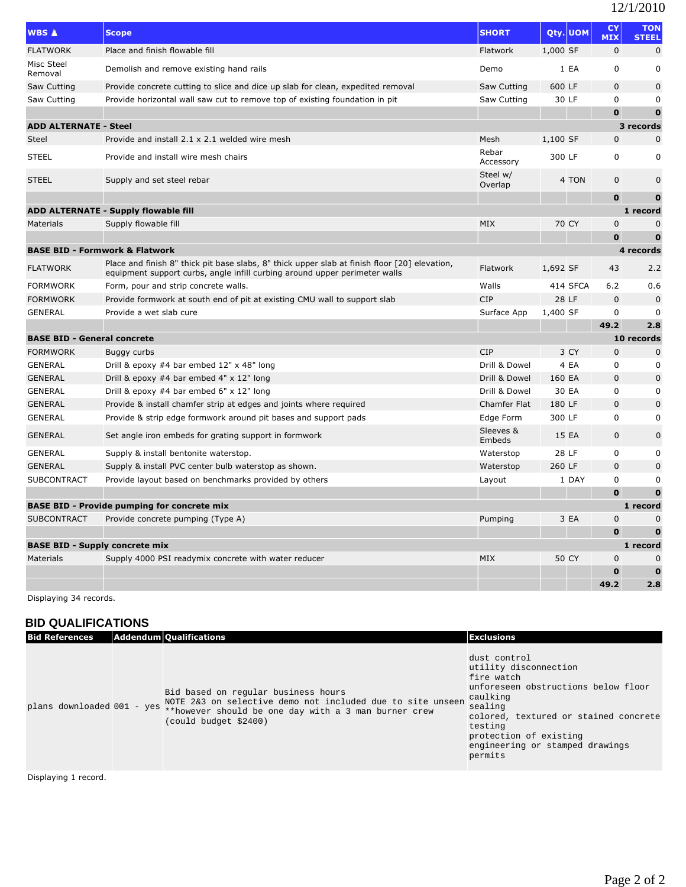| WBS | Scope | SHORT | Qty. | UOM | CY MIX | TON STEEL |
|---|---|---|---|---|---|---|
| FLATWORK | Place and finish flowable fill | Flatwork | 1,000 | SF | 0 | 0 |
| Misc Steel Removal | Demolish and remove existing hand rails | Demo | 1 | EA | 0 | 0 |
| Saw Cutting | Provide concrete cutting to slice and dice up slab for clean, expedited removal | Saw Cutting | 600 | LF | 0 | 0 |
| Saw Cutting | Provide horizontal wall saw cut to remove top of existing foundation in pit | Saw Cutting | 30 | LF | 0 | 0 |
| | | | | | **0** | **0** |
| **ADD ALTERNATE - Steel** | | | | | | **3 records** |
| Steel | Provide and install 2.1 x 2.1 welded wire mesh | Mesh | 1,100 | SF | 0 | 0 |
| STEEL | Provide and install wire mesh chairs | Rebar Accessory | 300 | LF | 0 | 0 |
| STEEL | Supply and set steel rebar | Steel w/ Overlap | 4 | TON | 0 | 0 |
| | | | | | **0** | **0** |
| **ADD ALTERNATE - Supply flowable fill** | | | | | | **1 record** |
| Materials | Supply flowable fill | MIX | 70 | CY | 0 | 0 |
| | | | | | **0** | **0** |
| **BASE BID - Formwork & Flatwork** | | | | | | **4 records** |
| FLATWORK | Place and finish 8" thick pit base slabs, 8" thick upper slab at finish floor [20] elevation, equipment support curbs, angle infill curbing around upper perimeter walls | Flatwork | 1,692 | SF | 43 | 2.2 |
| FORMWORK | Form, pour and strip concrete walls. | Walls | 414 | SFCA | 6.2 | 0.6 |
| FORMWORK | Provide formwork at south end of pit at existing CMU wall to support slab | CIP | 28 | LF | 0 | 0 |
| GENERAL | Provide a wet slab cure | Surface App | 1,400 | SF | 0 | 0 |
| | | | | | **49.2** | **2.8** |
| **BASE BID - General concrete** | | | | | | **10 records** |
| FORMWORK | Buggy curbs | CIP | 3 | CY | 0 | 0 |
| GENERAL | Drill & epoxy #4 bar embed 12" x 48" long | Drill & Dowel | 4 | EA | 0 | 0 |
| GENERAL | Drill & epoxy #4 bar embed 4" x 12" long | Drill & Dowel | 160 | EA | 0 | 0 |
| GENERAL | Drill & epoxy #4 bar embed 6" x 12" long | Drill & Dowel | 30 | EA | 0 | 0 |
| GENERAL | Provide & install chamfer strip at edges and joints where required | Chamfer Flat | 180 | LF | 0 | 0 |
| GENERAL | Provide & strip edge formwork around pit bases and support pads | Edge Form | 300 | LF | 0 | 0 |
| GENERAL | Set angle iron embeds for grating support in formwork | Sleeves & Embeds | 15 | EA | 0 | 0 |
| GENERAL | Supply & install bentonite waterstop. | Waterstop | 28 | LF | 0 | 0 |
| GENERAL | Supply & install PVC center bulb waterstop as shown. | Waterstop | 260 | LF | 0 | 0 |
| SUBCONTRACT | Provide layout based on benchmarks provided by others | Layout | 1 | DAY | 0 | 0 |
| | | | | | **0** | **0** |
| **BASE BID - Provide pumping for concrete mix** | | | | | | **1 record** |
| SUBCONTRACT | Provide concrete pumping (Type A) | Pumping | 3 | EA | 0 | 0 |
| | | | | | **0** | **0** |
| **BASE BID - Supply concrete mix** | | | | | | **1 record** |
| Materials | Supply 4000 PSI readymix concrete with water reducer | MIX | 50 | CY | 0 | 0 |
| | | | | | **0** | **0** |
| | | | | | **49.2** | **2.8** |

Displaying 34 records.

## BID QUALIFICATIONS

| Bid References | Addendum | Qualifications | Exclusions |
|---|---|---|---|
| plans downloaded | 001 - yes | Bid based on regular business hours<br>NOTE 2&3 on selective demo not included due to site unseen **however should be one day with a 3 man burner crew (could budget $2400) | dust control<br>utility disconnection<br>fire watch<br>unforeseen obstructions below floor<br>caulking<br>sealing<br>colored, textured or stained concrete<br>testing<br>protection of existing<br>engineering or stamped drawings<br>permits |

Displaying 1 record.